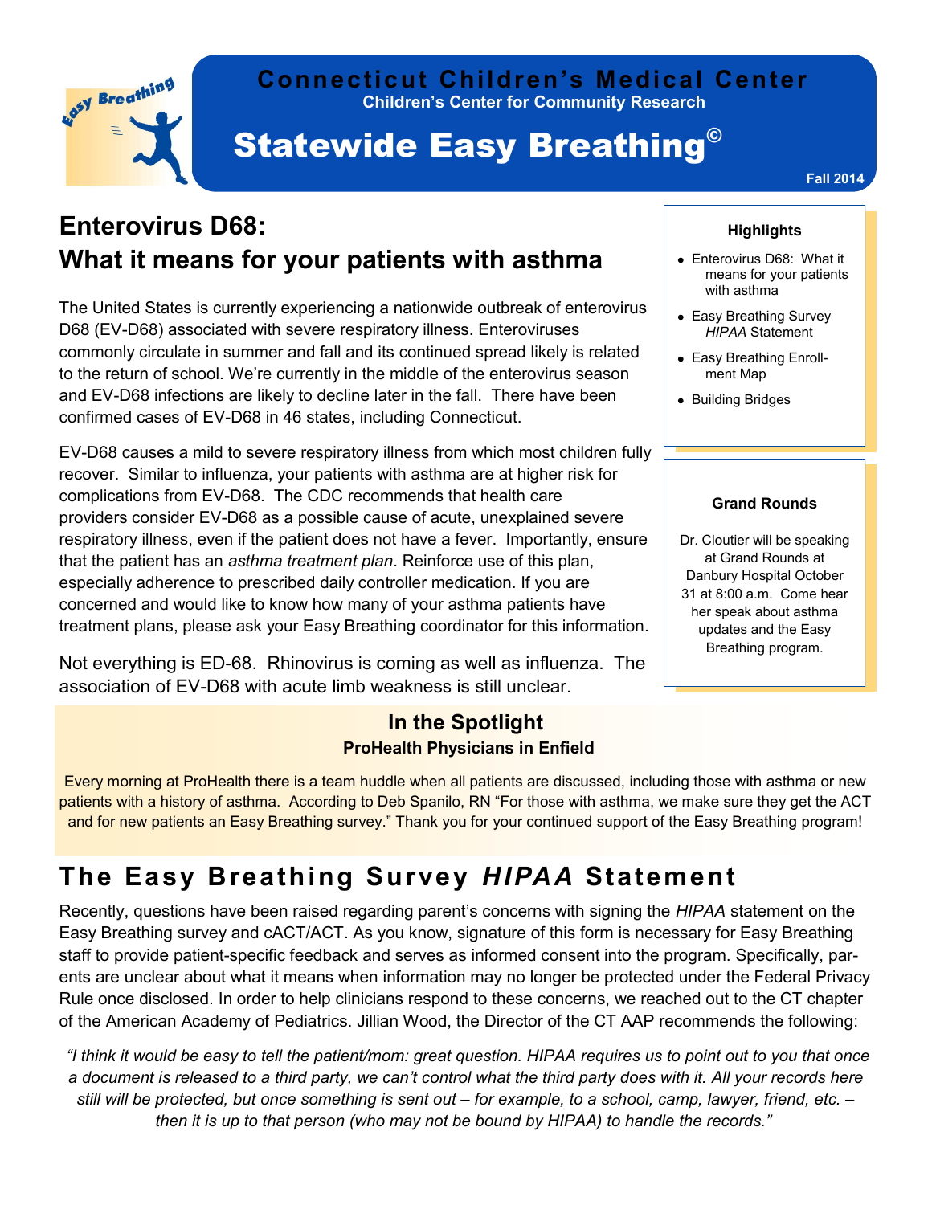# Connecticut Children's Medical Center

**Children's Center for Community Research**

# Statewide Easy Breathing©

**Fall 2014**

## Enterovirus D68: What it means for your patients with asthma

The United States is currently experiencing a nationwide outbreak of enterovirus D68 (EV-D68) associated with severe respiratory illness. Enteroviruses commonly circulate in summer and fall and its continued spread likely is related to the return of school. We're currently in the middle of the enterovirus season and EV-D68 infections are likely to decline later in the fall. There have been confirmed cases of EV-D68 in 46 states, including Connecticut.

EV-D68 causes a mild to severe respiratory illness from which most children fully recover. Similar to influenza, your patients with asthma are at higher risk for complications from EV-D68. The CDC recommends that health care providers consider EV-D68 as a possible cause of acute, unexplained severe respiratory illness, even if the patient does not have a fever. Importantly, ensure that the patient has an *asthma treatment plan*. Reinforce use of this plan, especially adherence to prescribed daily controller medication. If you are concerned and would like to know how many of your asthma patients have treatment plans, please ask your Easy Breathing coordinator for this information.

Not everything is ED-68. Rhinovirus is coming as well as influenza. The association of EV-D68 with acute limb weakness is still unclear.

**Highlights**

- Enterovirus D68: What it means for your patients with asthma
- Easy Breathing Survey *HIPAA* Statement
- Easy Breathing Enrollment Map
- Building Bridges

**Grand Rounds**

Dr. Cloutier will be speaking at Grand Rounds at Danbury Hospital October 31 at 8:00 a.m. Come hear her speak about asthma updates and the Easy Breathing program.

### In the Spotlight

**ProHealth Physicians in Enfield**

Every morning at ProHealth there is a team huddle when all patients are discussed, including those with asthma or new patients with a history of asthma. According to Deb Spanilo, RN "For those with asthma, we make sure they get the ACT and for new patients an Easy Breathing survey." Thank you for your continued support of the Easy Breathing program!

## The Easy Breathing Survey *HIPAA* Statement

Recently, questions have been raised regarding parent's concerns with signing the *HIPAA* statement on the Easy Breathing survey and cACT/ACT. As you know, signature of this form is necessary for Easy Breathing staff to provide patient-specific feedback and serves as informed consent into the program. Specifically, parents are unclear about what it means when information may no longer be protected under the Federal Privacy Rule once disclosed. In order to help clinicians respond to these concerns, we reached out to the CT chapter of the American Academy of Pediatrics. Jillian Wood, the Director of the CT AAP recommends the following:

*"I think it would be easy to tell the patient/mom: great question. HIPAA requires us to point out to you that once a document is released to a third party, we can't control what the third party does with it. All your records here still will be protected, but once something is sent out – for example, to a school, camp, lawyer, friend, etc. – then it is up to that person (who may not be bound by HIPAA) to handle the records."*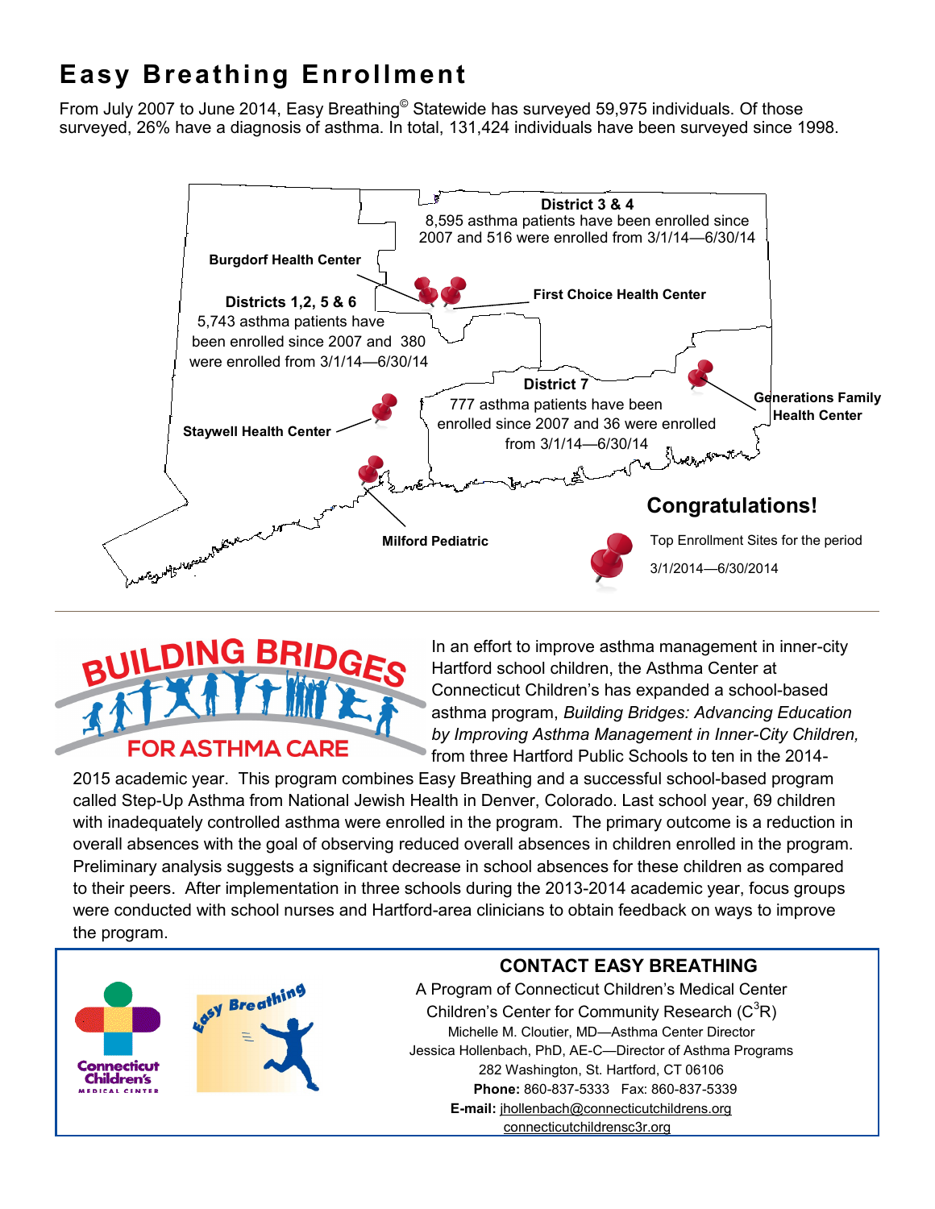# Easy Breathing Enrollment

From July 2007 to June 2014, Easy Breathing© Statewide has surveyed 59,975 individuals. Of those surveyed, 26% have a diagnosis of asthma. In total, 131,424 individuals have been surveyed since 1998.

**District 3 & 4**
8,595 asthma patients have been enrolled since 2007 and 516 were enrolled from 3/1/14—6/30/14

**Burgdorf Health Center**

**First Choice Health Center**

**Districts 1,2, 5 & 6**
5,743 asthma patients have been enrolled since 2007 and 380 were enrolled from 3/1/14—6/30/14

**District 7**
777 asthma patients have been enrolled since 2007 and 36 were enrolled from 3/1/14—6/30/14

**Generations Family Health Center**

**Staywell Health Center**

**Milford Pediatric**

## Congratulations!

Top Enrollment Sites for the period 3/1/2014—6/30/2014

---

**BUILDING BRIDGES FOR ASTHMA CARE**

In an effort to improve asthma management in inner-city Hartford school children, the Asthma Center at Connecticut Children's has expanded a school-based asthma program, *Building Bridges: Advancing Education by Improving Asthma Management in Inner-City Children,* from three Hartford Public Schools to ten in the 2014-2015 academic year. This program combines Easy Breathing and a successful school-based program called Step-Up Asthma from National Jewish Health in Denver, Colorado. Last school year, 69 children with inadequately controlled asthma were enrolled in the program. The primary outcome is a reduction in overall absences with the goal of observing reduced overall absences in children enrolled in the program. Preliminary analysis suggests a significant decrease in school absences for these children as compared to their peers. After implementation in three schools during the 2013-2014 academic year, focus groups were conducted with school nurses and Hartford-area clinicians to obtain feedback on ways to improve the program.

---

**CONTACT EASY BREATHING**

A Program of Connecticut Children's Medical Center
Children's Center for Community Research (C$^3$R)
Michelle M. Cloutier, MD—Asthma Center Director
Jessica Hollenbach, PhD, AE-C—Director of Asthma Programs
282 Washington, St. Hartford, CT 06106
**Phone:** 860-837-5333 Fax: 860-837-5339
**E-mail:** jhollenbach@connecticutchildrens.org
connecticutchildrensc3r.org